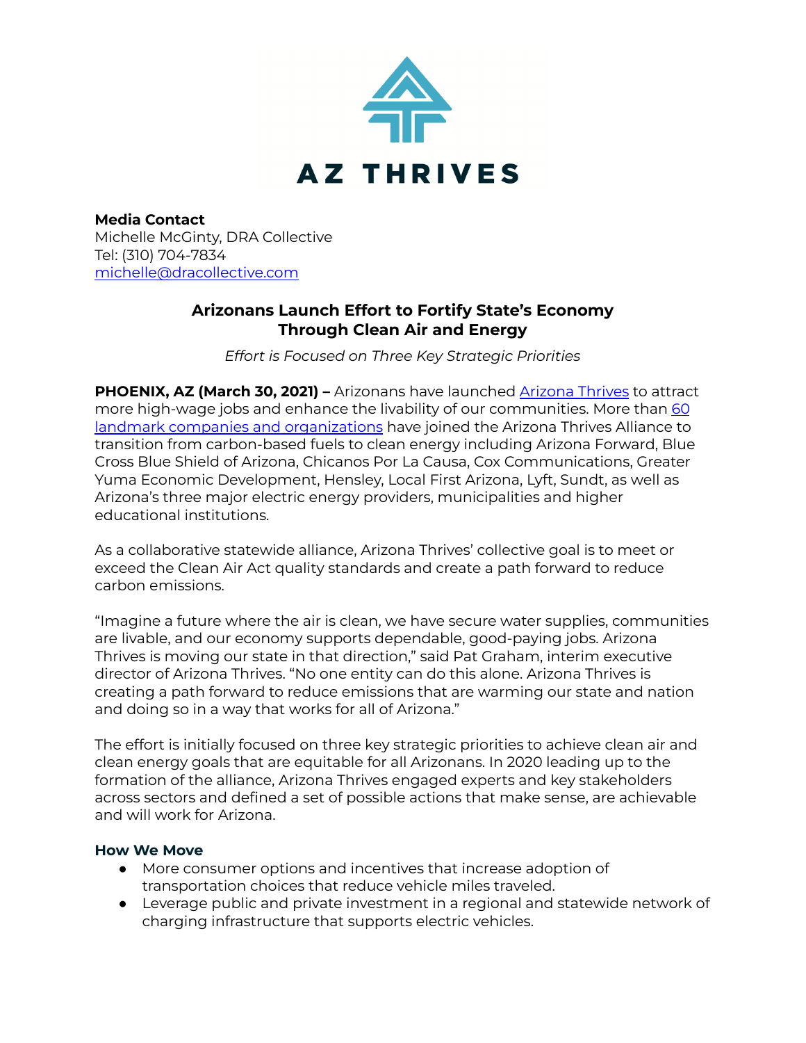AZ THRIVES

**Media Contact**
Michelle McGinty, DRA Collective
Tel: (310) 704-7834
michelle@dracollective.com

## Arizonans Launch Effort to Fortify State's Economy Through Clean Air and Energy

*Effort is Focused on Three Key Strategic Priorities*

**PHOENIX, AZ (March 30, 2021) –** Arizonans have launched Arizona Thrives to attract more high-wage jobs and enhance the livability of our communities. More than 60 landmark companies and organizations have joined the Arizona Thrives Alliance to transition from carbon-based fuels to clean energy including Arizona Forward, Blue Cross Blue Shield of Arizona, Chicanos Por La Causa, Cox Communications, Greater Yuma Economic Development, Hensley, Local First Arizona, Lyft, Sundt, as well as Arizona's three major electric energy providers, municipalities and higher educational institutions.

As a collaborative statewide alliance, Arizona Thrives' collective goal is to meet or exceed the Clean Air Act quality standards and create a path forward to reduce carbon emissions.

"Imagine a future where the air is clean, we have secure water supplies, communities are livable, and our economy supports dependable, good-paying jobs. Arizona Thrives is moving our state in that direction," said Pat Graham, interim executive director of Arizona Thrives. "No one entity can do this alone. Arizona Thrives is creating a path forward to reduce emissions that are warming our state and nation and doing so in a way that works for all of Arizona."

The effort is initially focused on three key strategic priorities to achieve clean air and clean energy goals that are equitable for all Arizonans. In 2020 leading up to the formation of the alliance, Arizona Thrives engaged experts and key stakeholders across sectors and defined a set of possible actions that make sense, are achievable and will work for Arizona.

### How We Move

- More consumer options and incentives that increase adoption of transportation choices that reduce vehicle miles traveled.
- Leverage public and private investment in a regional and statewide network of charging infrastructure that supports electric vehicles.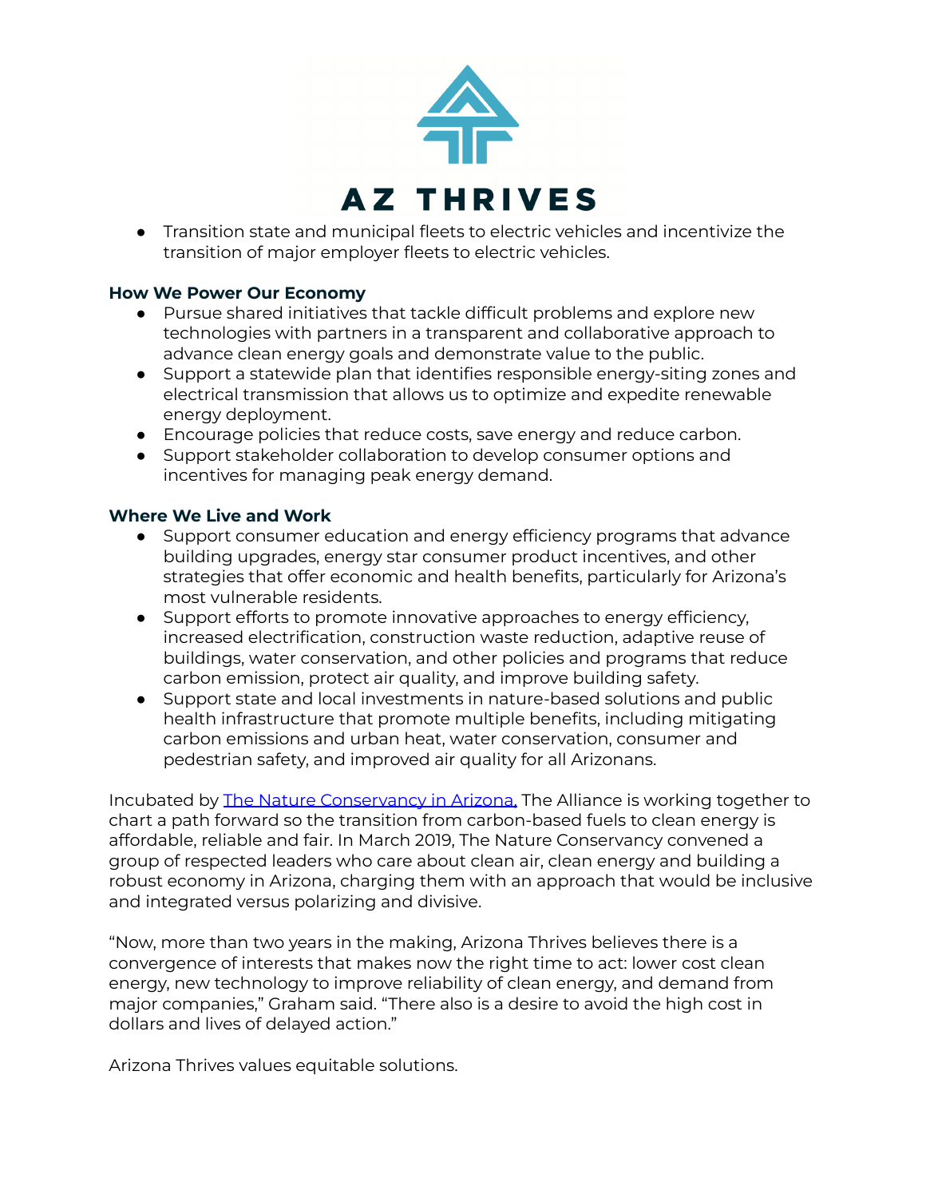- Transition state and municipal fleets to electric vehicles and incentivize the transition of major employer fleets to electric vehicles.

**How We Power Our Economy**

- Pursue shared initiatives that tackle difficult problems and explore new technologies with partners in a transparent and collaborative approach to advance clean energy goals and demonstrate value to the public.
- Support a statewide plan that identifies responsible energy-siting zones and electrical transmission that allows us to optimize and expedite renewable energy deployment.
- Encourage policies that reduce costs, save energy and reduce carbon.
- Support stakeholder collaboration to develop consumer options and incentives for managing peak energy demand.

**Where We Live and Work**

- Support consumer education and energy efficiency programs that advance building upgrades, energy star consumer product incentives, and other strategies that offer economic and health benefits, particularly for Arizona's most vulnerable residents.
- Support efforts to promote innovative approaches to energy efficiency, increased electrification, construction waste reduction, adaptive reuse of buildings, water conservation, and other policies and programs that reduce carbon emission, protect air quality, and improve building safety.
- Support state and local investments in nature-based solutions and public health infrastructure that promote multiple benefits, including mitigating carbon emissions and urban heat, water conservation, consumer and pedestrian safety, and improved air quality for all Arizonans.

Incubated by [The Nature Conservancy in Arizona,]() The Alliance is working together to chart a path forward so the transition from carbon-based fuels to clean energy is affordable, reliable and fair. In March 2019, The Nature Conservancy convened a group of respected leaders who care about clean air, clean energy and building a robust economy in Arizona, charging them with an approach that would be inclusive and integrated versus polarizing and divisive.

"Now, more than two years in the making, Arizona Thrives believes there is a convergence of interests that makes now the right time to act: lower cost clean energy, new technology to improve reliability of clean energy, and demand from major companies," Graham said. "There also is a desire to avoid the high cost in dollars and lives of delayed action."

Arizona Thrives values equitable solutions.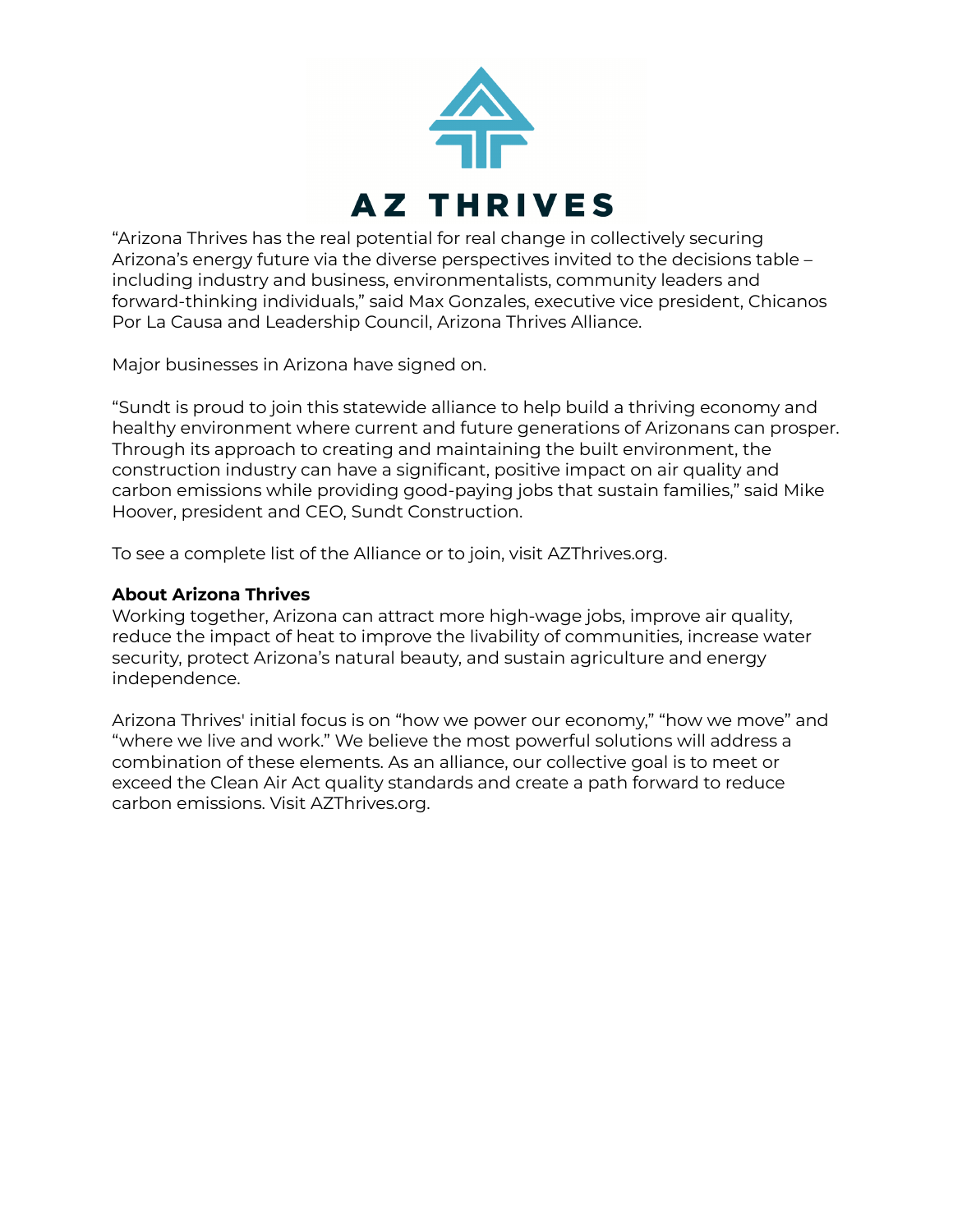AZ THRIVES

"Arizona Thrives has the real potential for real change in collectively securing Arizona's energy future via the diverse perspectives invited to the decisions table – including industry and business, environmentalists, community leaders and forward-thinking individuals," said Max Gonzales, executive vice president, Chicanos Por La Causa and Leadership Council, Arizona Thrives Alliance.

Major businesses in Arizona have signed on.

"Sundt is proud to join this statewide alliance to help build a thriving economy and healthy environment where current and future generations of Arizonans can prosper. Through its approach to creating and maintaining the built environment, the construction industry can have a significant, positive impact on air quality and carbon emissions while providing good-paying jobs that sustain families," said Mike Hoover, president and CEO, Sundt Construction.

To see a complete list of the Alliance or to join, visit AZThrives.org.

**About Arizona Thrives**

Working together, Arizona can attract more high-wage jobs, improve air quality, reduce the impact of heat to improve the livability of communities, increase water security, protect Arizona's natural beauty, and sustain agriculture and energy independence.

Arizona Thrives' initial focus is on "how we power our economy," "how we move" and "where we live and work." We believe the most powerful solutions will address a combination of these elements. As an alliance, our collective goal is to meet or exceed the Clean Air Act quality standards and create a path forward to reduce carbon emissions. Visit AZThrives.org.